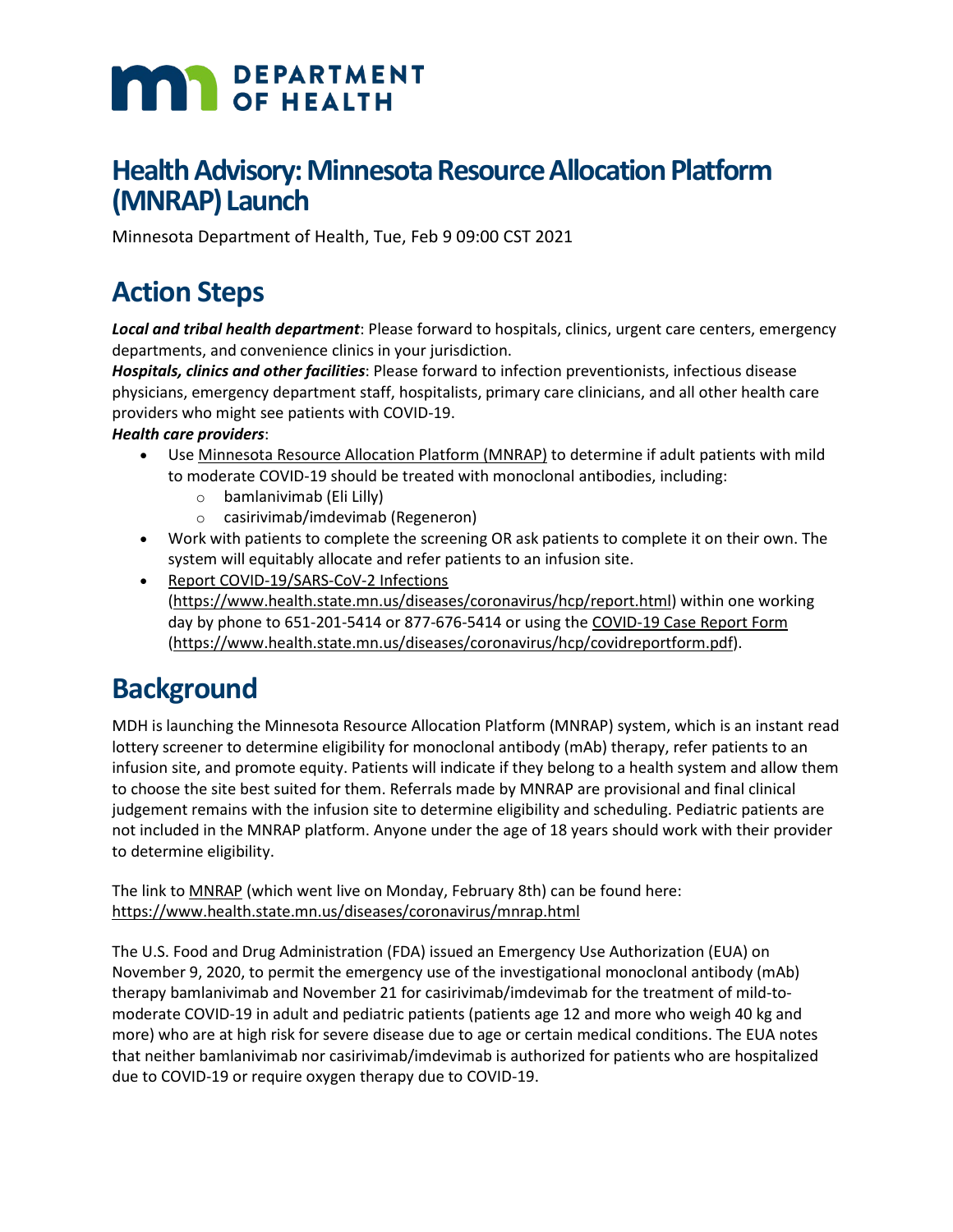# DEPARTMENT OF HEALTH

# Health Advisory: Minnesota Resource Allocation Platform (MNRAP) Launch

Minnesota Department of Health, Tue, Feb 9 09:00 CST 2021

## Action Steps

***Local and tribal health department***: Please forward to hospitals, clinics, urgent care centers, emergency departments, and convenience clinics in your jurisdiction.

***Hospitals, clinics and other facilities***: Please forward to infection preventionists, infectious disease physicians, emergency department staff, hospitalists, primary care clinicians, and all other health care providers who might see patients with COVID-19.

***Health care providers***:

- Use Minnesota Resource Allocation Platform (MNRAP) to determine if adult patients with mild to moderate COVID-19 should be treated with monoclonal antibodies, including:
  - bamlanivimab (Eli Lilly)
  - casirivimab/imdevimab (Regeneron)
- Work with patients to complete the screening OR ask patients to complete it on their own. The system will equitably allocate and refer patients to an infusion site.
- Report COVID-19/SARS-CoV-2 Infections (https://www.health.state.mn.us/diseases/coronavirus/hcp/report.html) within one working day by phone to 651-201-5414 or 877-676-5414 or using the COVID-19 Case Report Form (https://www.health.state.mn.us/diseases/coronavirus/hcp/covidreportform.pdf).

## Background

MDH is launching the Minnesota Resource Allocation Platform (MNRAP) system, which is an instant read lottery screener to determine eligibility for monoclonal antibody (mAb) therapy, refer patients to an infusion site, and promote equity. Patients will indicate if they belong to a health system and allow them to choose the site best suited for them. Referrals made by MNRAP are provisional and final clinical judgement remains with the infusion site to determine eligibility and scheduling. Pediatric patients are not included in the MNRAP platform. Anyone under the age of 18 years should work with their provider to determine eligibility.

The link to MNRAP (which went live on Monday, February 8th) can be found here: https://www.health.state.mn.us/diseases/coronavirus/mnrap.html

The U.S. Food and Drug Administration (FDA) issued an Emergency Use Authorization (EUA) on November 9, 2020, to permit the emergency use of the investigational monoclonal antibody (mAb) therapy bamlanivimab and November 21 for casirivimab/imdevimab for the treatment of mild-to-moderate COVID-19 in adult and pediatric patients (patients age 12 and more who weigh 40 kg and more) who are at high risk for severe disease due to age or certain medical conditions. The EUA notes that neither bamlanivimab nor casirivimab/imdevimab is authorized for patients who are hospitalized due to COVID-19 or require oxygen therapy due to COVID-19.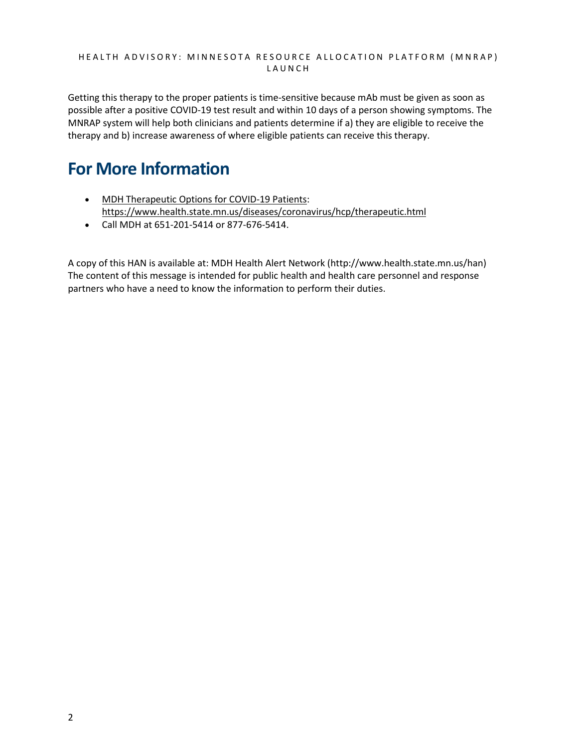Getting this therapy to the proper patients is time-sensitive because mAb must be given as soon as possible after a positive COVID-19 test result and within 10 days of a person showing symptoms. The MNRAP system will help both clinicians and patients determine if a) they are eligible to receive the therapy and b) increase awareness of where eligible patients can receive this therapy.

## For More Information

- MDH Therapeutic Options for COVID-19 Patients: https://www.health.state.mn.us/diseases/coronavirus/hcp/therapeutic.html
- Call MDH at 651-201-5414 or 877-676-5414.

A copy of this HAN is available at: MDH Health Alert Network (http://www.health.state.mn.us/han) The content of this message is intended for public health and health care personnel and response partners who have a need to know the information to perform their duties.